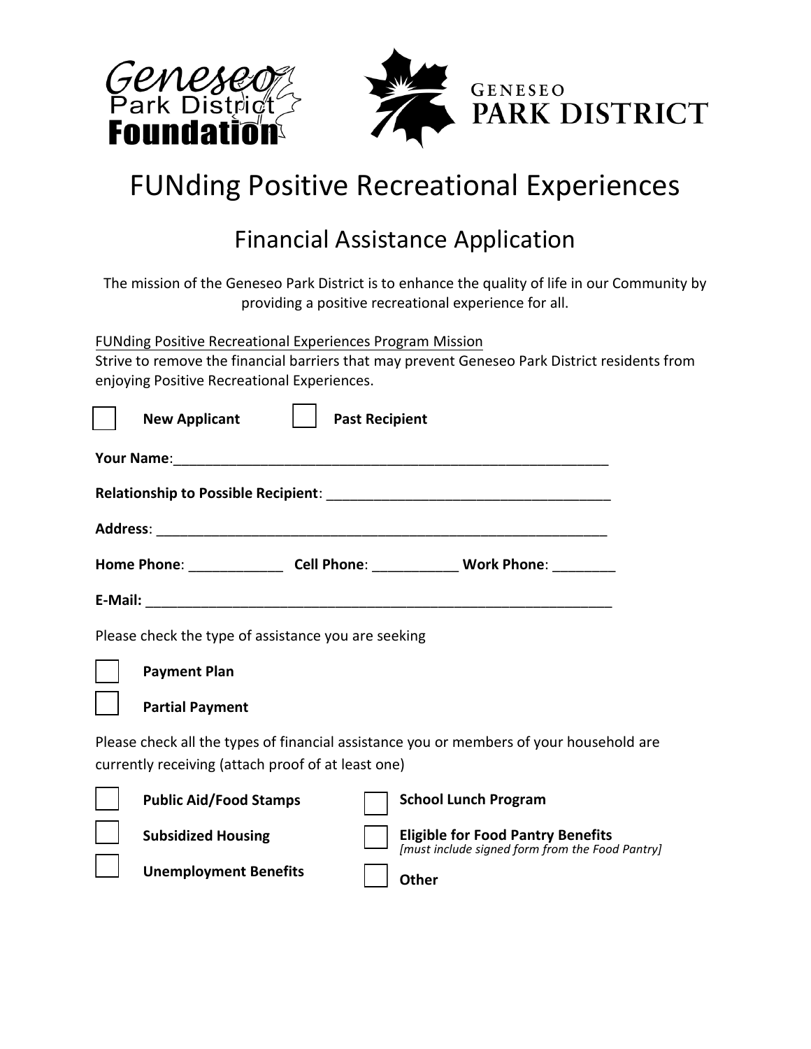# FUNding Positive Recreational Experiences

## Financial Assistance Application

The mission of the Geneseo Park District is to enhance the quality of life in our Community by providing a positive recreational experience for all.

FUNding Positive Recreational Experiences Program Mission
Strive to remove the financial barriers that may prevent Geneseo Park District residents from enjoying Positive Recreational Experiences.

☐ **New Applicant** ☐ **Past Recipient**

**Your Name**:___________________________________________________________

**Relationship to Possible Recipient**: ____________________________________

**Address**: ___________________________________________________________

**Home Phone**: ____________ **Cell Phone**: ___________ **Work Phone**: ________

**E-Mail:** ____________________________________________________________

Please check the type of assistance you are seeking

☐ **Payment Plan**

☐ **Partial Payment**

Please check all the types of financial assistance you or members of your household are currently receiving (attach proof of at least one)

☐ **Public Aid/Food Stamps**

☐ **Subsidized Housing**

☐ **Unemployment Benefits**

☐ **School Lunch Program**

☐ **Eligible for Food Pantry Benefits**
*[must include signed form from the Food Pantry]*

☐ **Other**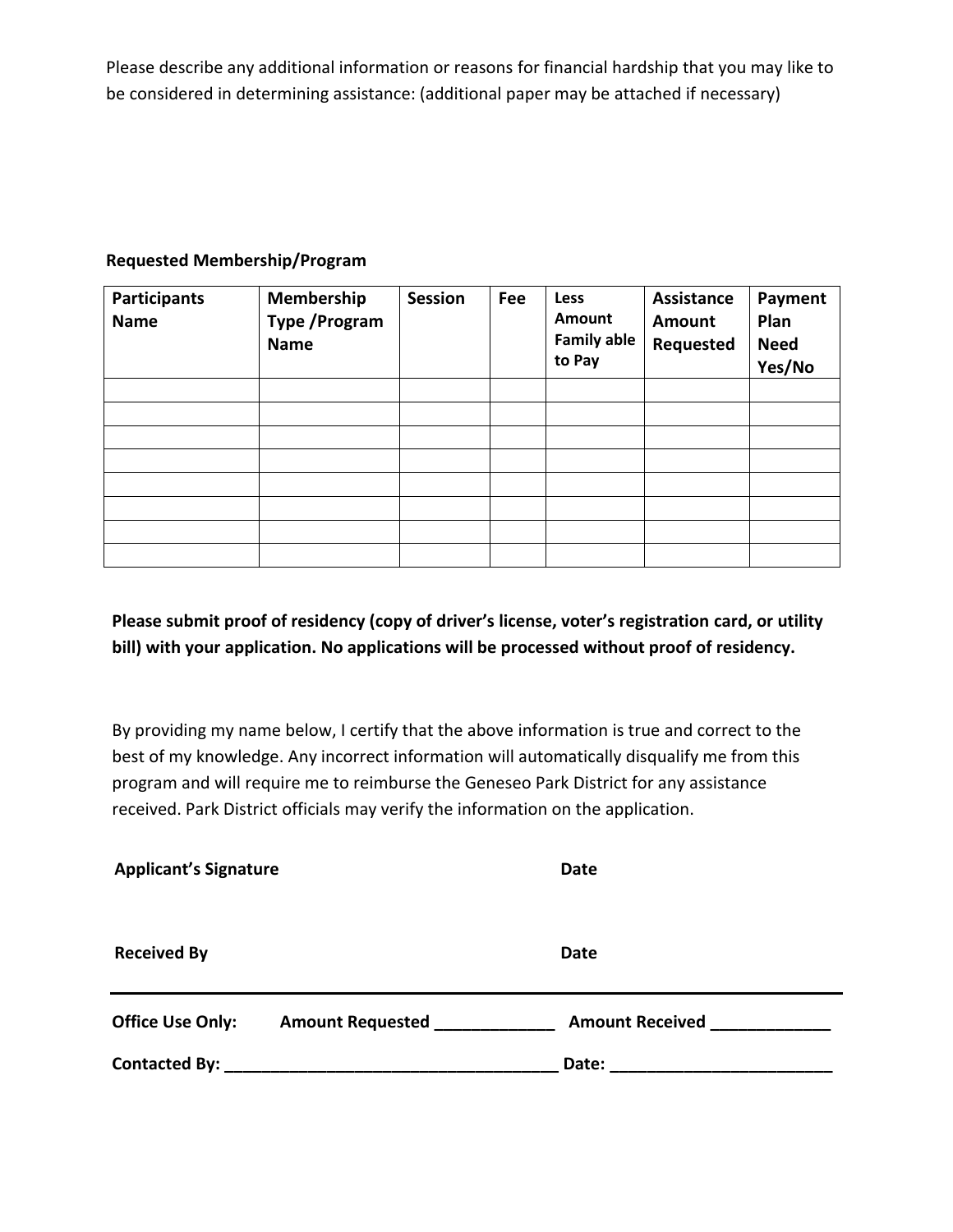Please describe any additional information or reasons for financial hardship that you may like to be considered in determining assistance: (additional paper may be attached if necessary)

**Requested Membership/Program**

| Participants Name | Membership Type /Program Name | Session | Fee | Less Amount Family able to Pay | Assistance Amount Requested | Payment Plan Need Yes/No |
|---|---|---|---|---|---|---|
| | | | | | | |
| | | | | | | |
| | | | | | | |
| | | | | | | |
| | | | | | | |
| | | | | | | |
| | | | | | | |
| | | | | | | |

**Please submit proof of residency (copy of driver's license, voter's registration card, or utility bill) with your application. No applications will be processed without proof of residency.**

By providing my name below, I certify that the above information is true and correct to the best of my knowledge. Any incorrect information will automatically disqualify me from this program and will require me to reimburse the Geneseo Park District for any assistance received. Park District officials may verify the information on the application.

**Applicant's Signature** **Date**

**Received By** **Date**

---

**Office Use Only:** **Amount Requested _____________** **Amount Received _____________**

**Contacted By: ____________________________________** **Date: ________________________**